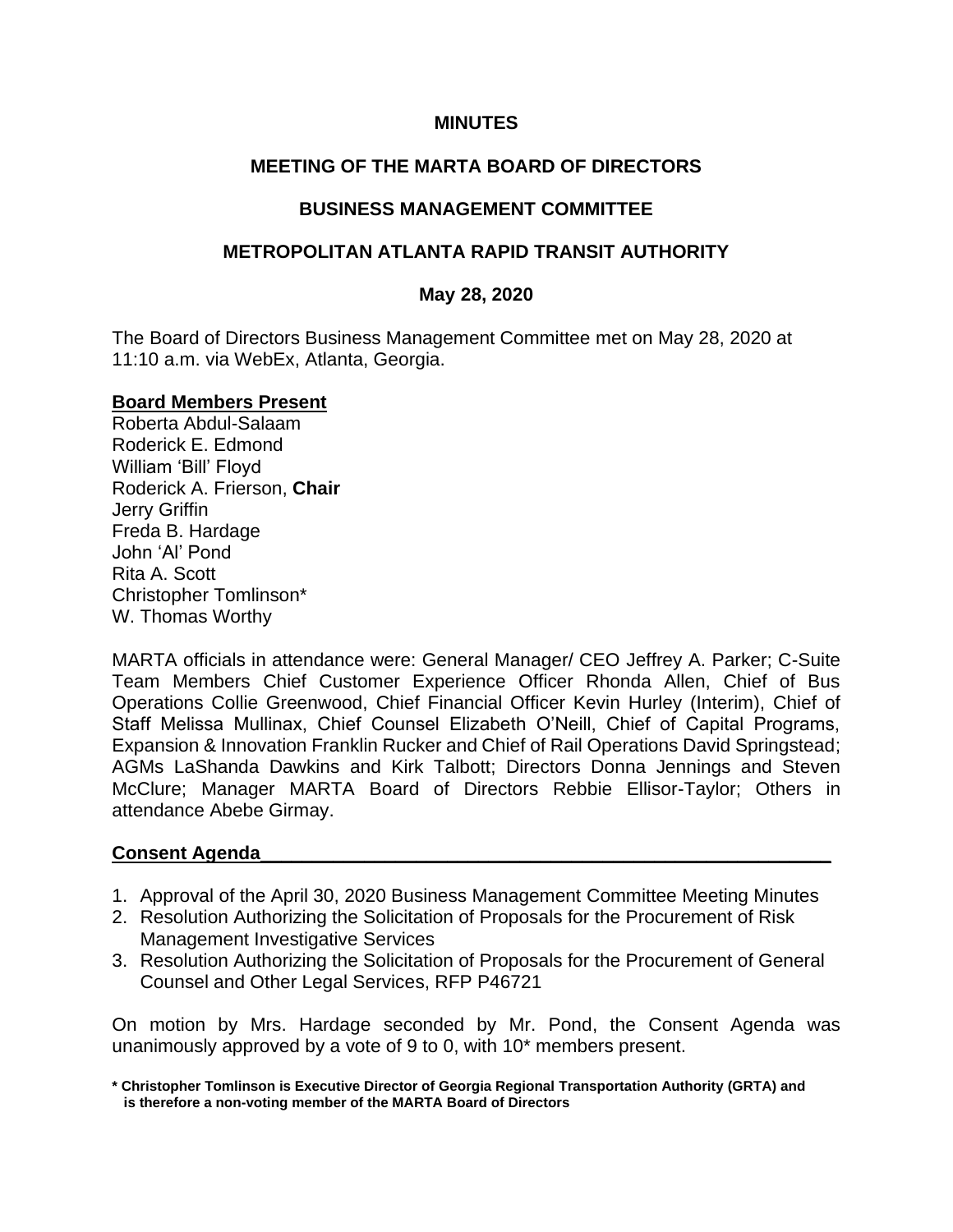# MINUTES

## MEETING OF THE MARTA BOARD OF DIRECTORS

## BUSINESS MANAGEMENT COMMITTEE

## METROPOLITAN ATLANTA RAPID TRANSIT AUTHORITY

### May 28, 2020

The Board of Directors Business Management Committee met on May 28, 2020 at 11:10 a.m. via WebEx, Atlanta, Georgia.

**Board Members Present**

Roberta Abdul-Salaam
Roderick E. Edmond
William 'Bill' Floyd
Roderick A. Frierson, **Chair**
Jerry Griffin
Freda B. Hardage
John 'Al' Pond
Rita A. Scott
Christopher Tomlinson*
W. Thomas Worthy

MARTA officials in attendance were: General Manager/ CEO Jeffrey A. Parker; C-Suite Team Members Chief Customer Experience Officer Rhonda Allen, Chief of Bus Operations Collie Greenwood, Chief Financial Officer Kevin Hurley (Interim), Chief of Staff Melissa Mullinax, Chief Counsel Elizabeth O'Neill, Chief of Capital Programs, Expansion & Innovation Franklin Rucker and Chief of Rail Operations David Springstead; AGMs LaShanda Dawkins and Kirk Talbott; Directors Donna Jennings and Steven McClure; Manager MARTA Board of Directors Rebbie Ellisor-Taylor; Others in attendance Abebe Girmay.

**Consent Agenda**

1. Approval of the April 30, 2020 Business Management Committee Meeting Minutes
2. Resolution Authorizing the Solicitation of Proposals for the Procurement of Risk Management Investigative Services
3. Resolution Authorizing the Solicitation of Proposals for the Procurement of General Counsel and Other Legal Services, RFP P46721

On motion by Mrs. Hardage seconded by Mr. Pond, the Consent Agenda was unanimously approved by a vote of 9 to 0, with 10* members present.

**\* Christopher Tomlinson is Executive Director of Georgia Regional Transportation Authority (GRTA) and is therefore a non-voting member of the MARTA Board of Directors**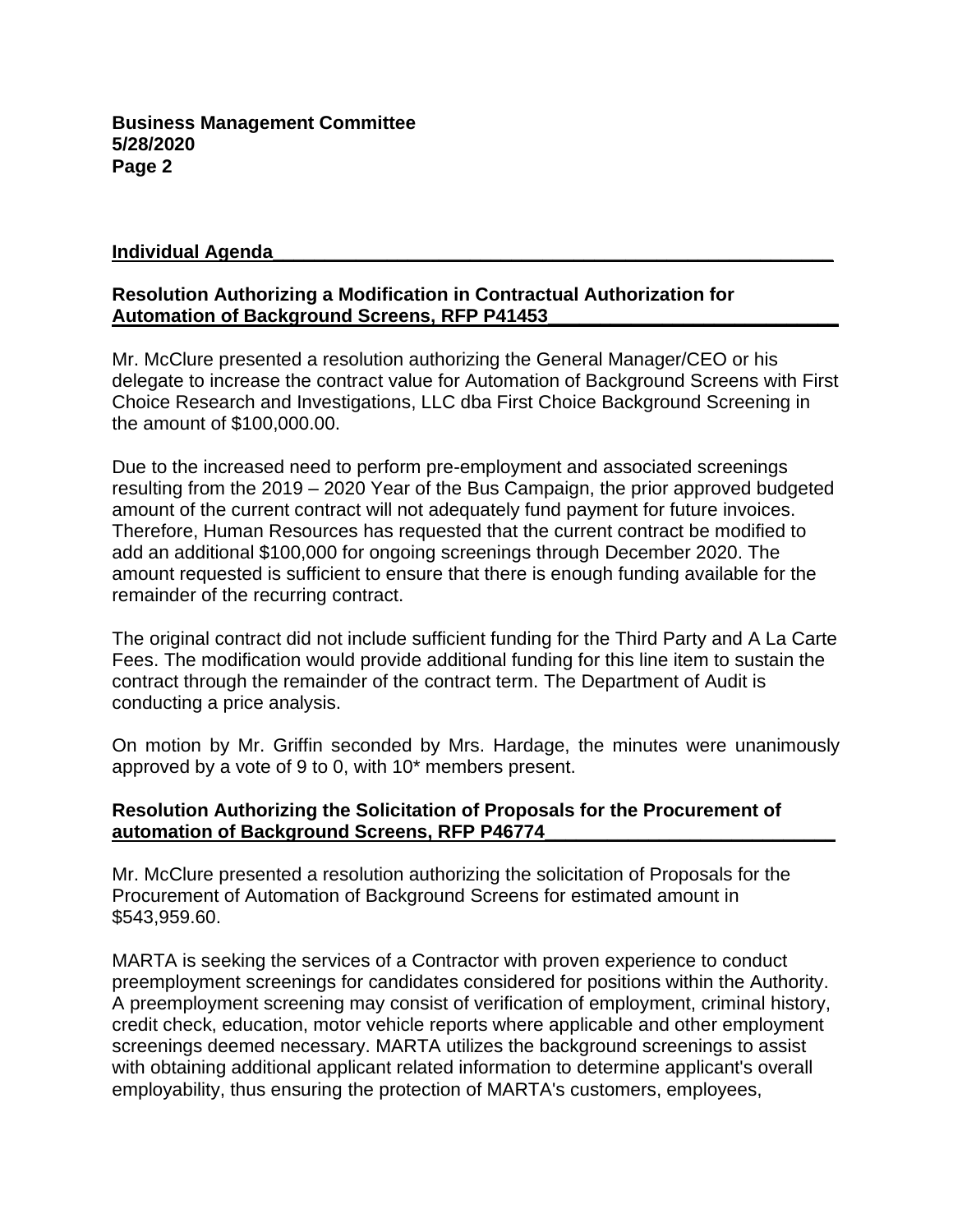**Individual Agenda**

**Resolution Authorizing a Modification in Contractual Authorization for Automation of Background Screens, RFP P41453**

Mr. McClure presented a resolution authorizing the General Manager/CEO or his delegate to increase the contract value for Automation of Background Screens with First Choice Research and Investigations, LLC dba First Choice Background Screening in the amount of $100,000.00.

Due to the increased need to perform pre-employment and associated screenings resulting from the 2019 – 2020 Year of the Bus Campaign, the prior approved budgeted amount of the current contract will not adequately fund payment for future invoices. Therefore, Human Resources has requested that the current contract be modified to add an additional $100,000 for ongoing screenings through December 2020. The amount requested is sufficient to ensure that there is enough funding available for the remainder of the recurring contract.

The original contract did not include sufficient funding for the Third Party and A La Carte Fees. The modification would provide additional funding for this line item to sustain the contract through the remainder of the contract term. The Department of Audit is conducting a price analysis.

On motion by Mr. Griffin seconded by Mrs. Hardage, the minutes were unanimously approved by a vote of 9 to 0, with 10* members present.

**Resolution Authorizing the Solicitation of Proposals for the Procurement of automation of Background Screens, RFP P46774**

Mr. McClure presented a resolution authorizing the solicitation of Proposals for the Procurement of Automation of Background Screens for estimated amount in $543,959.60.

MARTA is seeking the services of a Contractor with proven experience to conduct preemployment screenings for candidates considered for positions within the Authority. A preemployment screening may consist of verification of employment, criminal history, credit check, education, motor vehicle reports where applicable and other employment screenings deemed necessary. MARTA utilizes the background screenings to assist with obtaining additional applicant related information to determine applicant's overall employability, thus ensuring the protection of MARTA's customers, employees,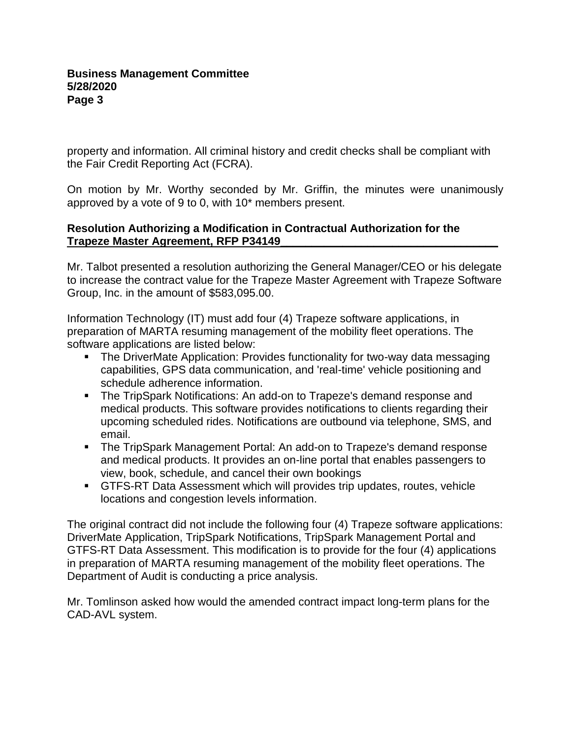property and information. All criminal history and credit checks shall be compliant with the Fair Credit Reporting Act (FCRA).

On motion by Mr. Worthy seconded by Mr. Griffin, the minutes were unanimously approved by a vote of 9 to 0, with 10* members present.

**Resolution Authorizing a Modification in Contractual Authorization for the Trapeze Master Agreement, RFP P34149**

Mr. Talbot presented a resolution authorizing the General Manager/CEO or his delegate to increase the contract value for the Trapeze Master Agreement with Trapeze Software Group, Inc. in the amount of $583,095.00.

Information Technology (IT) must add four (4) Trapeze software applications, in preparation of MARTA resuming management of the mobility fleet operations. The software applications are listed below:

- The DriverMate Application: Provides functionality for two-way data messaging capabilities, GPS data communication, and 'real-time' vehicle positioning and schedule adherence information.
- The TripSpark Notifications: An add-on to Trapeze's demand response and medical products. This software provides notifications to clients regarding their upcoming scheduled rides. Notifications are outbound via telephone, SMS, and email.
- The TripSpark Management Portal: An add-on to Trapeze's demand response and medical products. It provides an on-line portal that enables passengers to view, book, schedule, and cancel their own bookings
- GTFS-RT Data Assessment which will provides trip updates, routes, vehicle locations and congestion levels information.

The original contract did not include the following four (4) Trapeze software applications: DriverMate Application, TripSpark Notifications, TripSpark Management Portal and GTFS-RT Data Assessment. This modification is to provide for the four (4) applications in preparation of MARTA resuming management of the mobility fleet operations. The Department of Audit is conducting a price analysis.

Mr. Tomlinson asked how would the amended contract impact long-term plans for the CAD-AVL system.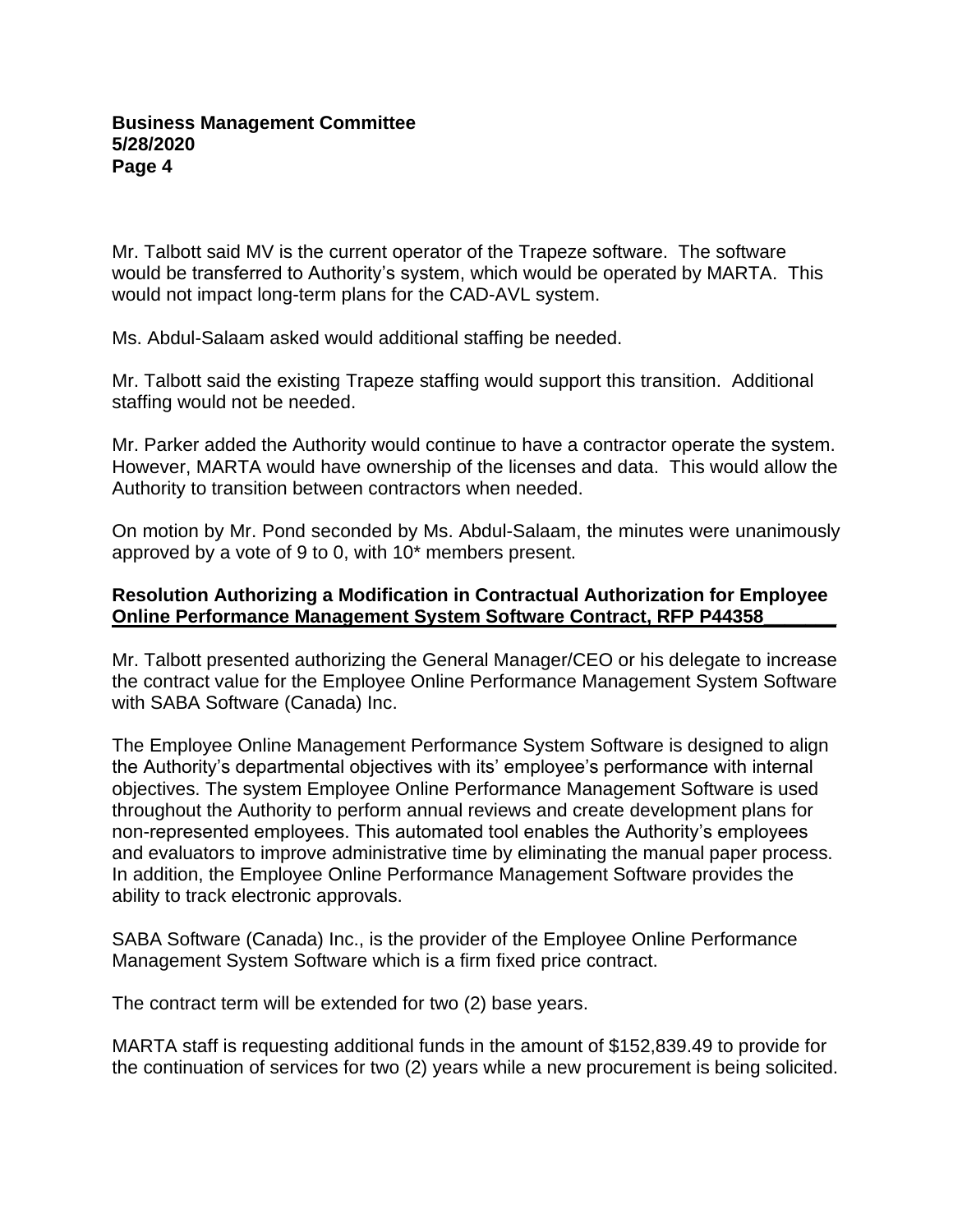Mr. Talbott said MV is the current operator of the Trapeze software. The software would be transferred to Authority's system, which would be operated by MARTA. This would not impact long-term plans for the CAD-AVL system.

Ms. Abdul-Salaam asked would additional staffing be needed.

Mr. Talbott said the existing Trapeze staffing would support this transition. Additional staffing would not be needed.

Mr. Parker added the Authority would continue to have a contractor operate the system. However, MARTA would have ownership of the licenses and data. This would allow the Authority to transition between contractors when needed.

On motion by Mr. Pond seconded by Ms. Abdul-Salaam, the minutes were unanimously approved by a vote of 9 to 0, with 10* members present.

**Resolution Authorizing a Modification in Contractual Authorization for Employee Online Performance Management System Software Contract, RFP P44358**

Mr. Talbott presented authorizing the General Manager/CEO or his delegate to increase the contract value for the Employee Online Performance Management System Software with SABA Software (Canada) Inc.

The Employee Online Management Performance System Software is designed to align the Authority's departmental objectives with its' employee's performance with internal objectives. The system Employee Online Performance Management Software is used throughout the Authority to perform annual reviews and create development plans for non-represented employees. This automated tool enables the Authority's employees and evaluators to improve administrative time by eliminating the manual paper process. In addition, the Employee Online Performance Management Software provides the ability to track electronic approvals.

SABA Software (Canada) Inc., is the provider of the Employee Online Performance Management System Software which is a firm fixed price contract.

The contract term will be extended for two (2) base years.

MARTA staff is requesting additional funds in the amount of $152,839.49 to provide for the continuation of services for two (2) years while a new procurement is being solicited.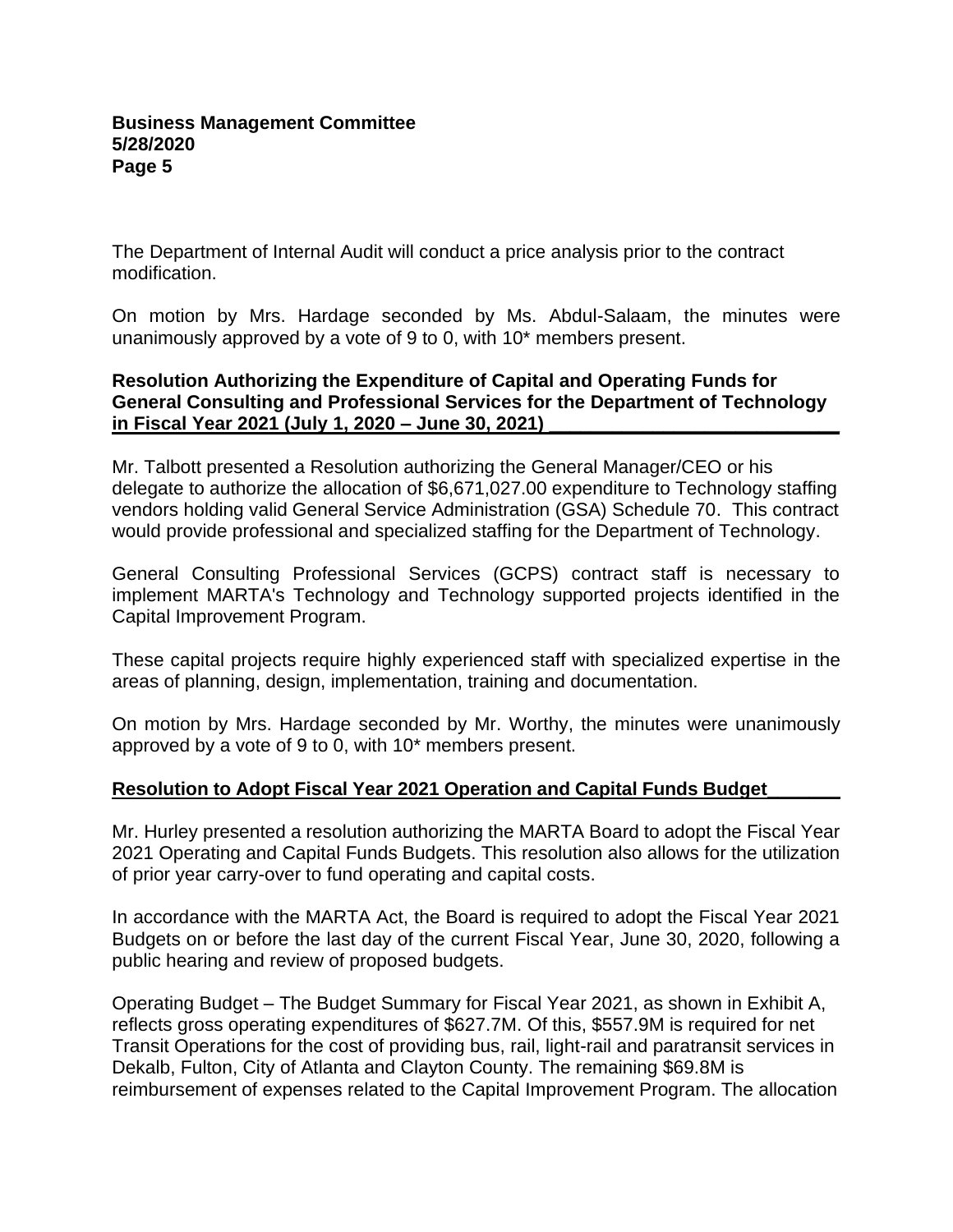The Department of Internal Audit will conduct a price analysis prior to the contract modification.

On motion by Mrs. Hardage seconded by Ms. Abdul-Salaam, the minutes were unanimously approved by a vote of 9 to 0, with 10* members present.

**Resolution Authorizing the Expenditure of Capital and Operating Funds for General Consulting and Professional Services for the Department of Technology in Fiscal Year 2021 (July 1, 2020 – June 30, 2021)**

Mr. Talbott presented a Resolution authorizing the General Manager/CEO or his delegate to authorize the allocation of $6,671,027.00 expenditure to Technology staffing vendors holding valid General Service Administration (GSA) Schedule 70. This contract would provide professional and specialized staffing for the Department of Technology.

General Consulting Professional Services (GCPS) contract staff is necessary to implement MARTA's Technology and Technology supported projects identified in the Capital Improvement Program.

These capital projects require highly experienced staff with specialized expertise in the areas of planning, design, implementation, training and documentation.

On motion by Mrs. Hardage seconded by Mr. Worthy, the minutes were unanimously approved by a vote of 9 to 0, with 10* members present.

**Resolution to Adopt Fiscal Year 2021 Operation and Capital Funds Budget**

Mr. Hurley presented a resolution authorizing the MARTA Board to adopt the Fiscal Year 2021 Operating and Capital Funds Budgets. This resolution also allows for the utilization of prior year carry-over to fund operating and capital costs.

In accordance with the MARTA Act, the Board is required to adopt the Fiscal Year 2021 Budgets on or before the last day of the current Fiscal Year, June 30, 2020, following a public hearing and review of proposed budgets.

Operating Budget – The Budget Summary for Fiscal Year 2021, as shown in Exhibit A, reflects gross operating expenditures of $627.7M. Of this, $557.9M is required for net Transit Operations for the cost of providing bus, rail, light-rail and paratransit services in Dekalb, Fulton, City of Atlanta and Clayton County. The remaining $69.8M is reimbursement of expenses related to the Capital Improvement Program. The allocation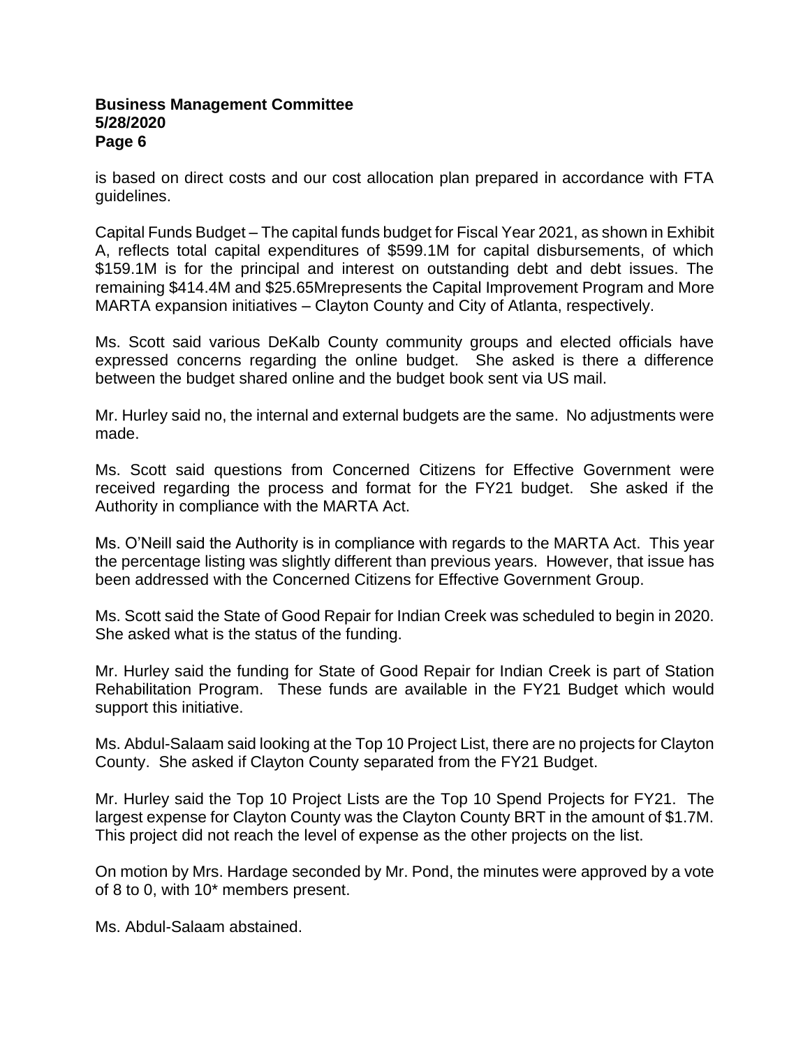is based on direct costs and our cost allocation plan prepared in accordance with FTA guidelines.

Capital Funds Budget – The capital funds budget for Fiscal Year 2021, as shown in Exhibit A, reflects total capital expenditures of $599.1M for capital disbursements, of which $159.1M is for the principal and interest on outstanding debt and debt issues. The remaining $414.4M and $25.65Mrepresents the Capital Improvement Program and More MARTA expansion initiatives – Clayton County and City of Atlanta, respectively.

Ms. Scott said various DeKalb County community groups and elected officials have expressed concerns regarding the online budget. She asked is there a difference between the budget shared online and the budget book sent via US mail.

Mr. Hurley said no, the internal and external budgets are the same. No adjustments were made.

Ms. Scott said questions from Concerned Citizens for Effective Government were received regarding the process and format for the FY21 budget. She asked if the Authority in compliance with the MARTA Act.

Ms. O'Neill said the Authority is in compliance with regards to the MARTA Act. This year the percentage listing was slightly different than previous years. However, that issue has been addressed with the Concerned Citizens for Effective Government Group.

Ms. Scott said the State of Good Repair for Indian Creek was scheduled to begin in 2020. She asked what is the status of the funding.

Mr. Hurley said the funding for State of Good Repair for Indian Creek is part of Station Rehabilitation Program. These funds are available in the FY21 Budget which would support this initiative.

Ms. Abdul-Salaam said looking at the Top 10 Project List, there are no projects for Clayton County. She asked if Clayton County separated from the FY21 Budget.

Mr. Hurley said the Top 10 Project Lists are the Top 10 Spend Projects for FY21. The largest expense for Clayton County was the Clayton County BRT in the amount of $1.7M. This project did not reach the level of expense as the other projects on the list.

On motion by Mrs. Hardage seconded by Mr. Pond, the minutes were approved by a vote of 8 to 0, with 10* members present.

Ms. Abdul-Salaam abstained.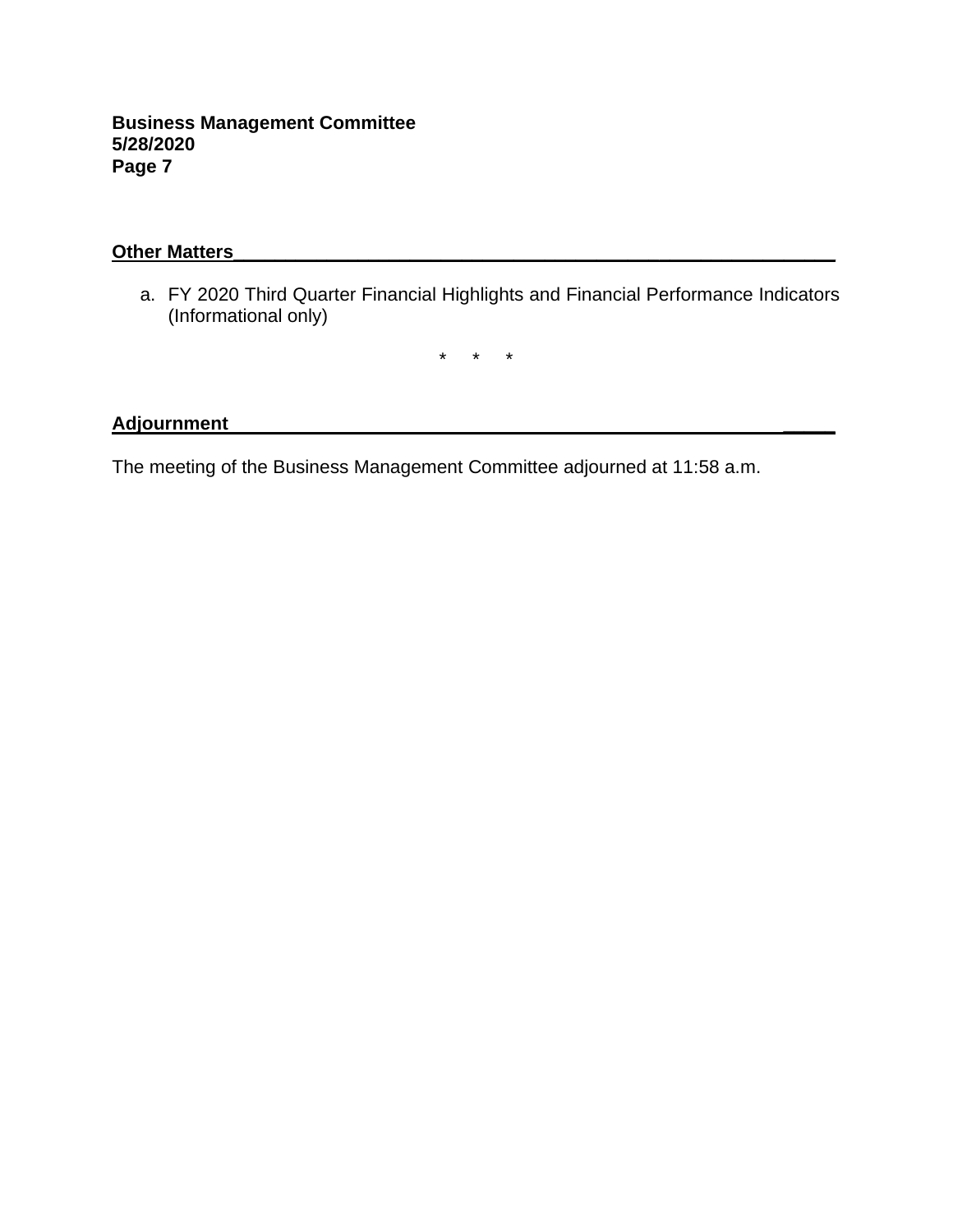**Other Matters**

a. FY 2020 Third Quarter Financial Highlights and Financial Performance Indicators (Informational only)

\* \* \*

**Adjournment**

The meeting of the Business Management Committee adjourned at 11:58 a.m.